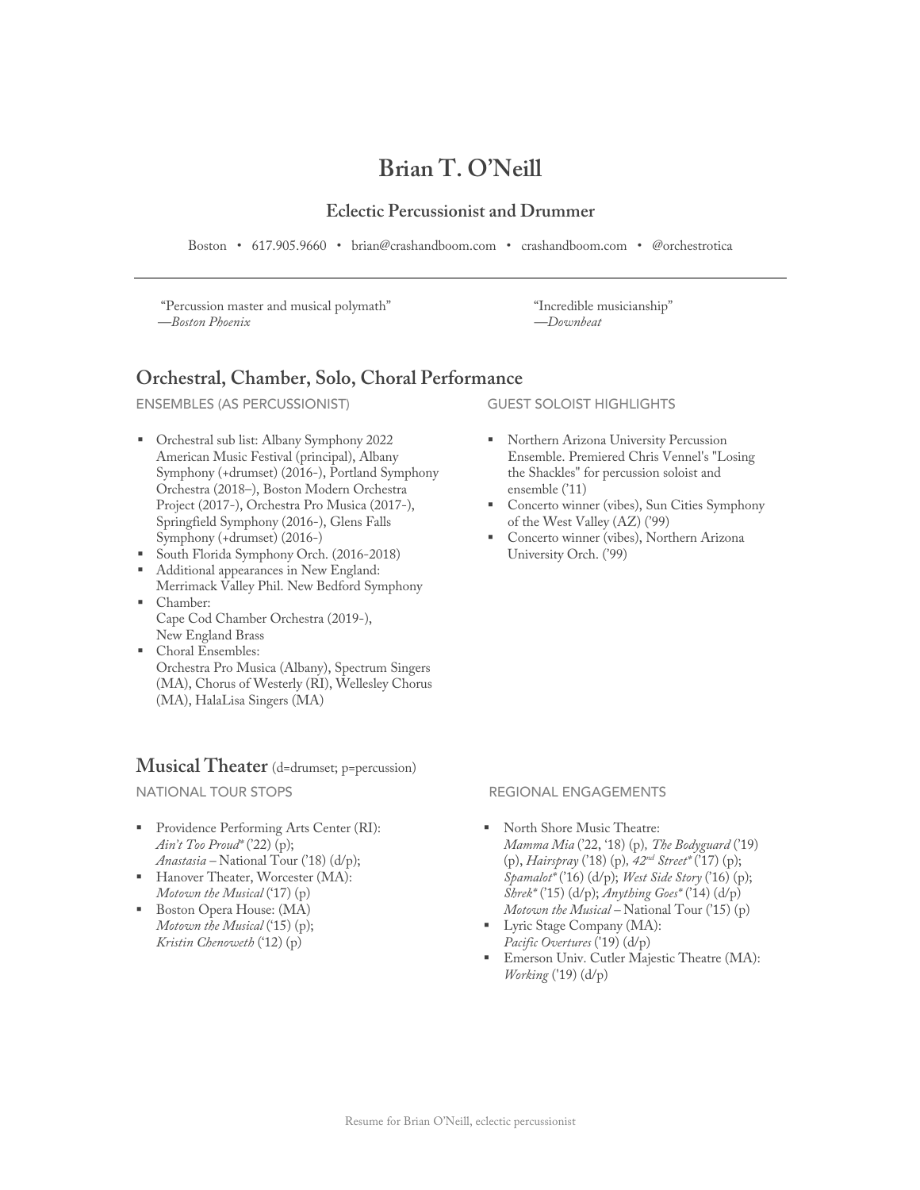# Brian T. O'Neill

## Eclectic Percussionist and Drummer

Boston • 617.905.9660 • brian@crashandboom.com • crashandboom.com • @orchestrotica

---

"Percussion master and musical polymath"
—*Boston Phoenix*

"Incredible musicianship"
—*Downbeat*

## Orchestral, Chamber, Solo, Choral Performance

### ENSEMBLES (AS PERCUSSIONIST)

- Orchestral sub list: Albany Symphony 2022 American Music Festival (principal), Albany Symphony (+drumset) (2016-), Portland Symphony Orchestra (2018–), Boston Modern Orchestra Project (2017-), Orchestra Pro Musica (2017-), Springfield Symphony (2016-), Glens Falls Symphony (+drumset) (2016-)
- South Florida Symphony Orch. (2016-2018)
- Additional appearances in New England: Merrimack Valley Phil. New Bedford Symphony
- Chamber:
  Cape Cod Chamber Orchestra (2019-),
  New England Brass
- Choral Ensembles:
  Orchestra Pro Musica (Albany), Spectrum Singers (MA), Chorus of Westerly (RI), Wellesley Chorus (MA), HalaLisa Singers (MA)

### GUEST SOLOIST HIGHLIGHTS

- Northern Arizona University Percussion Ensemble. Premiered Chris Vennel's "Losing the Shackles" for percussion soloist and ensemble ('11)
- Concerto winner (vibes), Sun Cities Symphony of the West Valley (AZ) ('99)
- Concerto winner (vibes), Northern Arizona University Orch. ('99)

## Musical Theater (d=drumset; p=percussion)

### NATIONAL TOUR STOPS

- Providence Performing Arts Center (RI):
  *Ain't Too Proud** ('22) (p);
  *Anastasia* – National Tour ('18) (d/p);
- Hanover Theater, Worcester (MA):
  *Motown the Musical* ('17) (p)
- Boston Opera House: (MA)
  *Motown the Musical* ('15) (p);
  *Kristin Chenoweth* ('12) (p)

### REGIONAL ENGAGEMENTS

- North Shore Music Theatre:
  *Mamma Mia* ('22, '18) (p), *The Bodyguard* ('19) (p), *Hairspray* ('18) (p), *42nd Street** ('17) (p); *Spamalot** ('16) (d/p); *West Side Story* ('16) (p); *Shrek** ('15) (d/p); *Anything Goes** ('14) (d/p)
  *Motown the Musical* – National Tour ('15) (p)
- Lyric Stage Company (MA):
  *Pacific Overtures* ('19) (d/p)
- Emerson Univ. Cutler Majestic Theatre (MA):
  *Working* ('19) (d/p)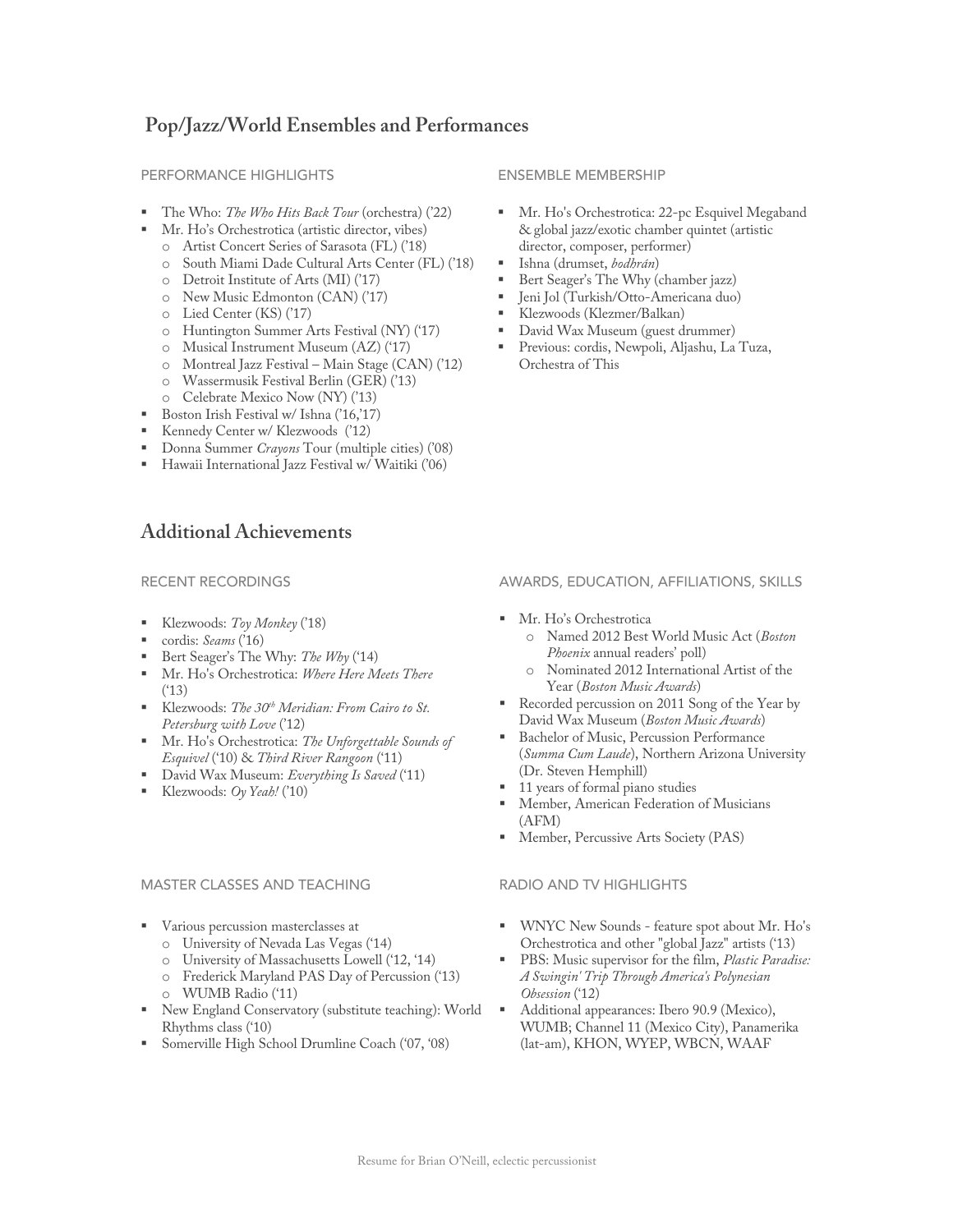## Pop/Jazz/World Ensembles and Performances

### PERFORMANCE HIGHLIGHTS

- The Who: *The Who Hits Back Tour* (orchestra) ('22)
- Mr. Ho's Orchestrotica (artistic director, vibes)
  - Artist Concert Series of Sarasota (FL) ('18)
  - South Miami Dade Cultural Arts Center (FL) ('18)
  - Detroit Institute of Arts (MI) ('17)
  - New Music Edmonton (CAN) ('17)
  - Lied Center (KS) ('17)
  - Huntington Summer Arts Festival (NY) ('17)
  - Musical Instrument Museum (AZ) ('17)
  - Montreal Jazz Festival – Main Stage (CAN) ('12)
  - Wassermusik Festival Berlin (GER) ('13)
  - Celebrate Mexico Now (NY) ('13)
- Boston Irish Festival w/ Ishna ('16,'17)
- Kennedy Center w/ Klezwoods ('12)
- Donna Summer *Crayons* Tour (multiple cities) ('08)
- Hawaii International Jazz Festival w/ Waitiki ('06)

### ENSEMBLE MEMBERSHIP

- Mr. Ho's Orchestrotica: 22-pc Esquivel Megaband & global jazz/exotic chamber quintet (artistic director, composer, performer)
- Ishna (drumset, *bodhrán*)
- Bert Seager's The Why (chamber jazz)
- Jeni Jol (Turkish/Otto-Americana duo)
- Klezwoods (Klezmer/Balkan)
- David Wax Museum (guest drummer)
- Previous: cordis, Newpoli, Aljashu, La Tuza, Orchestra of This

## Additional Achievements

### RECENT RECORDINGS

- Klezwoods: *Toy Monkey* ('18)
- cordis: *Seams* ('16)
- Bert Seager's The Why: *The Why* ('14)
- Mr. Ho's Orchestrotica: *Where Here Meets There* ('13)
- Klezwoods: *The 30th Meridian: From Cairo to St. Petersburg with Love* ('12)
- Mr. Ho's Orchestrotica: *The Unforgettable Sounds of Esquivel* ('10) & *Third River Rangoon* ('11)
- David Wax Museum: *Everything Is Saved* ('11)
- Klezwoods: *Oy Yeah!* ('10)

### AWARDS, EDUCATION, AFFILIATIONS, SKILLS

- Mr. Ho's Orchestrotica
  - Named 2012 Best World Music Act (*Boston Phoenix* annual readers' poll)
  - Nominated 2012 International Artist of the Year (*Boston Music Awards*)
- Recorded percussion on 2011 Song of the Year by David Wax Museum (*Boston Music Awards*)
- Bachelor of Music, Percussion Performance (*Summa Cum Laude*), Northern Arizona University (Dr. Steven Hemphill)
- 11 years of formal piano studies
- Member, American Federation of Musicians (AFM)
- Member, Percussive Arts Society (PAS)

### MASTER CLASSES AND TEACHING

- Various percussion masterclasses at
  - University of Nevada Las Vegas ('14)
  - University of Massachusetts Lowell ('12, '14)
  - Frederick Maryland PAS Day of Percussion ('13)
  - WUMB Radio ('11)
- New England Conservatory (substitute teaching): World Rhythms class ('10)
- Somerville High School Drumline Coach ('07, '08)

### RADIO AND TV HIGHLIGHTS

- WNYC New Sounds - feature spot about Mr. Ho's Orchestrotica and other "global Jazz" artists ('13)
- PBS: Music supervisor for the film, *Plastic Paradise: A Swingin' Trip Through America's Polynesian Obsession* ('12)
- Additional appearances: Ibero 90.9 (Mexico), WUMB; Channel 11 (Mexico City), Panamerika (lat-am), KHON, WYEP, WBCN, WAAF

Resume for Brian O'Neill, eclectic percussionist